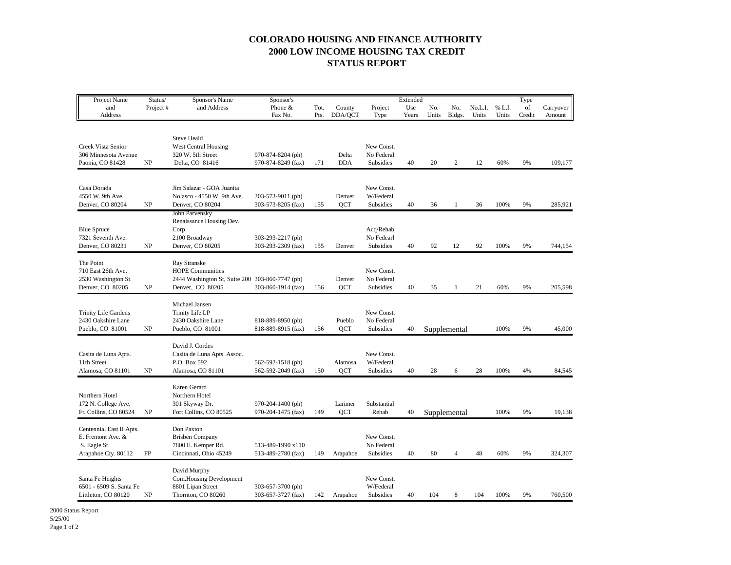# COLORADO HOUSING AND FINANCE AUTHORITY
# 2000 LOW INCOME HOUSING TAX CREDIT
# STATUS REPORT

| Project Name and Address | Status/ Project # | Sponsor's Name and Address | Sponsor's Phone & Fax No. | Tot. Pts. | County DDA/QCT | Project Type | Extended Use Years | No. Units | No. Bldgs. | No.L.I. Units | % L.I. Units | Type of Credit | Carryover Amount |
|---|---|---|---|---|---|---|---|---|---|---|---|---|---|
| Creek Vista Senior 306 Minnesota Avenue Paonia, CO 81428 | NP | Steve Heald West Central Housing 320 W. 5th Street Delta, CO 81416 | 970-874-8204 (ph) 970-874-8249 (fax) | 171 | Delta DDA | New Const. No Federal Subsidies | 40 | 20 | 2 | 12 | 60% | 9% | 109,177 |
| Casa Dorada 4550 W. 9th Ave. Denver, CO 80204 | NP | Jim Salazar - GOA Juanita Nolasco - 4550 W. 9th Ave. Denver, CO 80204 | 303-573-9011 (ph) 303-573-8205 (fax) | 155 | Denver QCT | New Const. W/Federal Subsidies | 40 | 36 | 1 | 36 | 100% | 9% | 285,921 |
| Blue Spruce 7321 Seventh Ave. Denver, CO 80231 | NP | John Parvensky Renaissance Housing Dev. Corp. 2100 Broadway Denver, CO 80205 | 303-293-2217 (ph) 303-293-2309 (fax) | 155 | Denver | Acq/Rehab No Fedearl Subsidies | 40 | 92 | 12 | 92 | 100% | 9% | 744,154 |
| The Point 710 East 26th Ave, 2530 Washington St. Denver, CO 80205 | NP | Ray Stranske HOPE Communities 2444 Washington St, Suite 200 Denver, CO 80205 | 303-860-7747 (ph) 303-860-1914 (fax) | 156 | Denver QCT | New Const. No Federal Subsidies | 40 | 35 | 1 | 21 | 60% | 9% | 205,598 |
| Trinity Life Gardens 2430 Oakshire Lane Pueblo, CO 81001 | NP | Michael Jansen Trinity Life LP 2430 Oakshire Lane Pueblo, CO 81001 | 818-889-8950 (ph) 818-889-8915 (fax) | 156 | Pueblo QCT | New Const. No Federal Subsidies | 40 | Supplemental | | | 100% | 9% | 45,000 |
| Casita de Luna Apts. 11th Street Alamosa, CO 81101 | NP | David J. Cordes Casita de Luna Apts. Assoc. P.O. Box 592 Alamosa, CO 81101 | 562-592-1518 (ph) 562-592-2049 (fax) | 150 | Alamosa QCT | New Const. W/Federal Subsidies | 40 | 28 | 6 | 28 | 100% | 4% | 84,545 |
| Northern Hotel 172 N. College Ave. Ft. Collins, CO 80524 | NP | Karen Gerard Northern Hotel 301 Skyway Dr. Fort Collins, CO 80525 | 970-204-1400 (ph) 970-204-1475 (fax) | 149 | Larimer QCT | Substantial Rehab | 40 | Supplemental | | | 100% | 9% | 19,138 |
| Centennial East II Apts. E. Fremont Ave. & S. Eagle St. Arapahoe Cty. 80112 | FP | Don Paxton Brisben Company 7800 E. Kemper Rd. Cincinnati, Ohio 45249 | 513-489-1990 x110 513-489-2780 (fax) | 149 | Arapahoe | New Const. No Federal Subsidies | 40 | 80 | 4 | 48 | 60% | 9% | 324,307 |
| Santa Fe Heights 6501 - 6509 S. Santa Fe Littleton, CO 80120 | NP | David Murphy Com.Housing Development 8801 Lipan Street Thornton, CO 80260 | 303-657-3700 (ph) 303-657-3727 (fax) | 142 | Arapahoe | New Const. W/Federal Subsidies | 40 | 104 | 8 | 104 | 100% | 9% | 760,500 |

2000 Status Report
5/25/00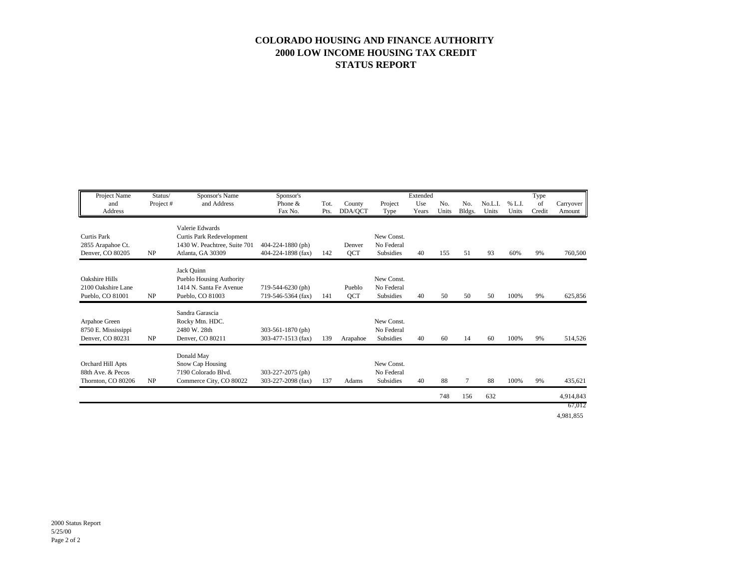# COLORADO HOUSING AND FINANCE AUTHORITY
# 2000 LOW INCOME HOUSING TAX CREDIT
# STATUS REPORT

| Project Name and Address | Status/ Project # | Sponsor's Name and Address | Sponsor's Phone & Fax No. | Tot. Pts. | County DDA/QCT | Project Type | Extended Use Years | No. Units | No. Bldgs. | No.L.I. Units | % L.I. Units | Type of Credit | Carryover Amount |
|---|---|---|---|---|---|---|---|---|---|---|---|---|---|
| Curtis Park<br>2855 Arapahoe Ct.<br>Denver, CO 80205 | NP | Valerie Edwards<br>Curtis Park Redevelopment<br>1430 W. Peachtree, Suite 701<br>Atlanta, GA 30309 | 404-224-1880 (ph)<br>404-224-1898 (fax) | 142 | Denver<br>QCT | New Const.<br>No Federal<br>Subsidies | 40 | 155 | 51 | 93 | 60% | 9% | 760,500 |
| Oakshire Hills<br>2100 Oakshire Lane<br>Pueblo, CO 81001 | NP | Jack Quinn<br>Pueblo Housing Authority<br>1414 N. Santa Fe Avenue<br>Pueblo, CO 81003 | 719-544-6230 (ph)<br>719-546-5364 (fax) | 141 | Pueblo<br>QCT | New Const.<br>No Federal<br>Subsidies | 40 | 50 | 50 | 50 | 100% | 9% | 625,856 |
| Arpahoe Green<br>8750 E. Mississippi<br>Denver, CO 80231 | NP | Sandra Garascia<br>Rocky Mtn. HDC.<br>2480 W. 28th<br>Denver, CO 80211 | 303-561-1870 (ph)<br>303-477-1513 (fax) | 139 | Arapahoe | New Const.<br>No Federal<br>Subsidies | 40 | 60 | 14 | 60 | 100% | 9% | 514,526 |
| Orchard Hill Apts<br>88th Ave. & Pecos<br>Thornton, CO 80206 | NP | Donald May<br>Snow Cap Housing<br>7190 Colorado Blvd.<br>Commerce City, CO 80022 | 303-227-2075 (ph)<br>303-227-2098 (fax) | 137 | Adams | New Const.<br>No Federal<br>Subsidies | 40 | 88 | 7 | 88 | 100% | 9% | 435,621 |
| | | | | | | | | 748 | 156 | 632 | | | 4,914,843 |
| | | | | | | | | | | | | | 67,012 |
| | | | | | | | | | | | | | 4,981,855 |

2000 Status Report
5/25/00